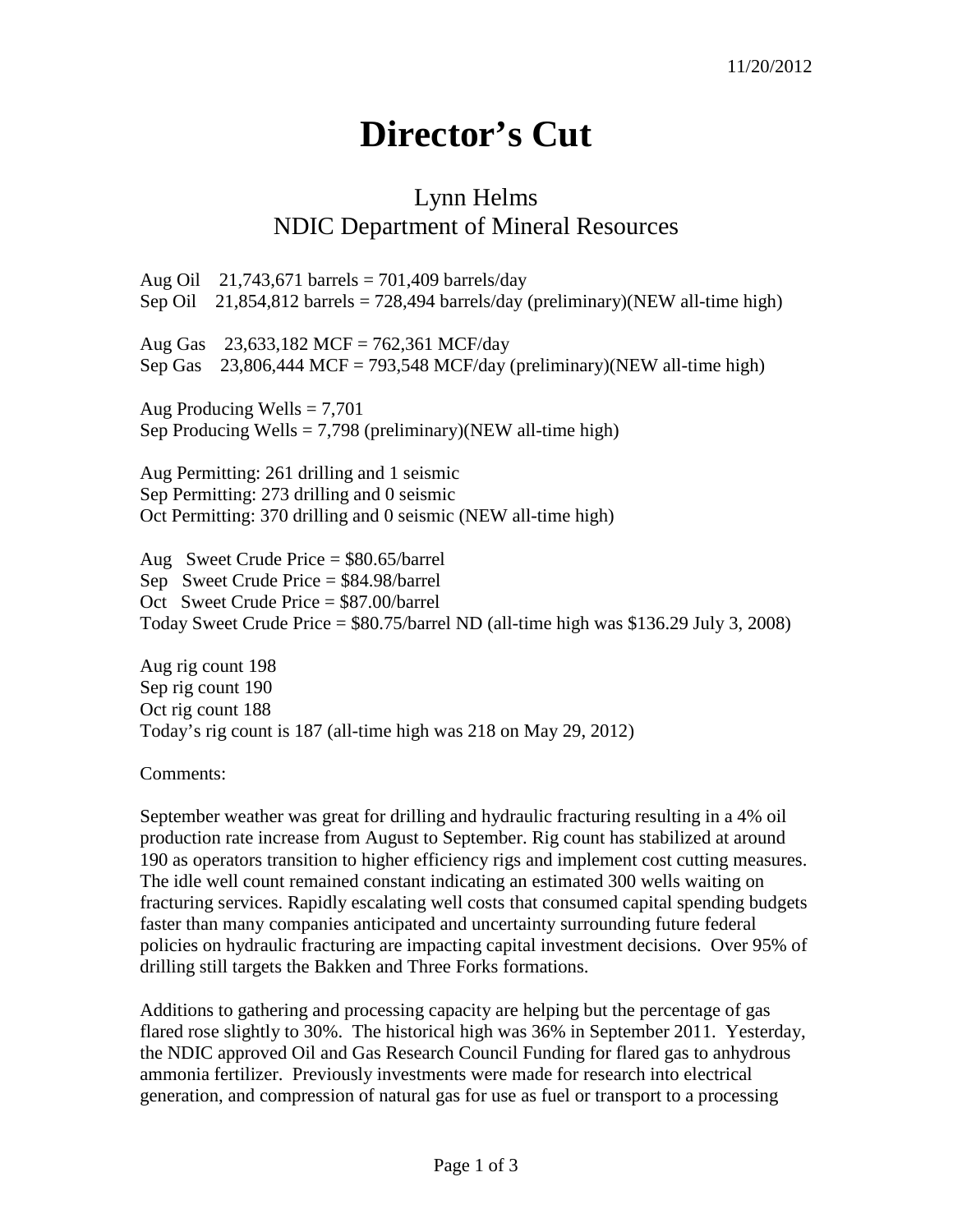11/20/2012

# Director's Cut

## Lynn Helms
## NDIC Department of Mineral Resources

Aug Oil 21,743,671 barrels = 701,409 barrels/day
Sep Oil 21,854,812 barrels = 728,494 barrels/day (preliminary)(NEW all-time high)

Aug Gas 23,633,182 MCF = 762,361 MCF/day
Sep Gas 23,806,444 MCF = 793,548 MCF/day (preliminary)(NEW all-time high)

Aug Producing Wells = 7,701
Sep Producing Wells = 7,798 (preliminary)(NEW all-time high)

Aug Permitting: 261 drilling and 1 seismic
Sep Permitting: 273 drilling and 0 seismic
Oct Permitting: 370 drilling and 0 seismic (NEW all-time high)

Aug Sweet Crude Price = $80.65/barrel
Sep Sweet Crude Price = $84.98/barrel
Oct Sweet Crude Price = $87.00/barrel
Today Sweet Crude Price = $80.75/barrel ND (all-time high was $136.29 July 3, 2008)

Aug rig count 198
Sep rig count 190
Oct rig count 188
Today's rig count is 187 (all-time high was 218 on May 29, 2012)

Comments:

September weather was great for drilling and hydraulic fracturing resulting in a 4% oil production rate increase from August to September. Rig count has stabilized at around 190 as operators transition to higher efficiency rigs and implement cost cutting measures. The idle well count remained constant indicating an estimated 300 wells waiting on fracturing services. Rapidly escalating well costs that consumed capital spending budgets faster than many companies anticipated and uncertainty surrounding future federal policies on hydraulic fracturing are impacting capital investment decisions. Over 95% of drilling still targets the Bakken and Three Forks formations.

Additions to gathering and processing capacity are helping but the percentage of gas flared rose slightly to 30%. The historical high was 36% in September 2011. Yesterday, the NDIC approved Oil and Gas Research Council Funding for flared gas to anhydrous ammonia fertilizer. Previously investments were made for research into electrical generation, and compression of natural gas for use as fuel or transport to a processing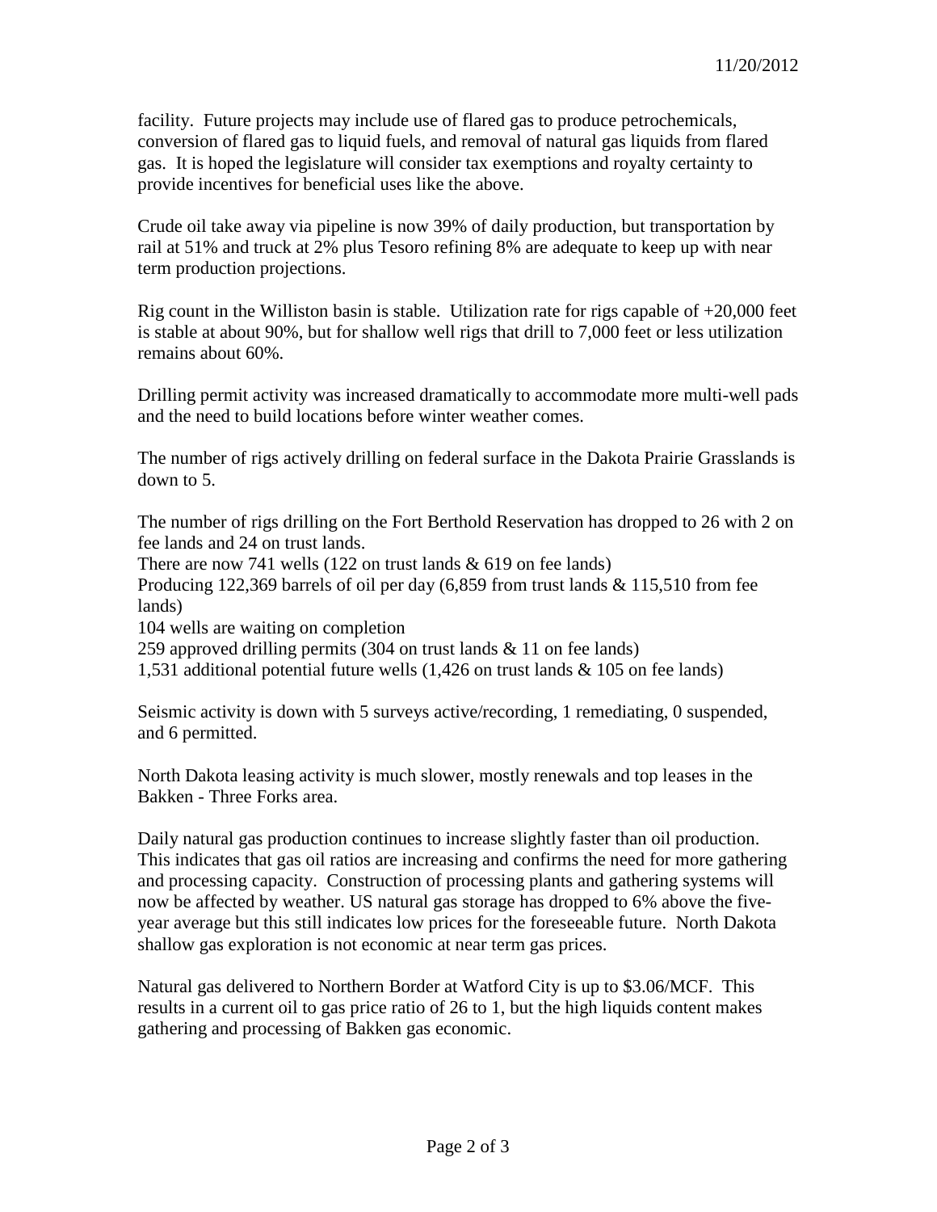facility. Future projects may include use of flared gas to produce petrochemicals, conversion of flared gas to liquid fuels, and removal of natural gas liquids from flared gas. It is hoped the legislature will consider tax exemptions and royalty certainty to provide incentives for beneficial uses like the above.

Crude oil take away via pipeline is now 39% of daily production, but transportation by rail at 51% and truck at 2% plus Tesoro refining 8% are adequate to keep up with near term production projections.

Rig count in the Williston basin is stable. Utilization rate for rigs capable of +20,000 feet is stable at about 90%, but for shallow well rigs that drill to 7,000 feet or less utilization remains about 60%.

Drilling permit activity was increased dramatically to accommodate more multi-well pads and the need to build locations before winter weather comes.

The number of rigs actively drilling on federal surface in the Dakota Prairie Grasslands is down to 5.

The number of rigs drilling on the Fort Berthold Reservation has dropped to 26 with 2 on fee lands and 24 on trust lands.
There are now 741 wells (122 on trust lands & 619 on fee lands)
Producing 122,369 barrels of oil per day (6,859 from trust lands & 115,510 from fee lands)
104 wells are waiting on completion
259 approved drilling permits (304 on trust lands & 11 on fee lands)
1,531 additional potential future wells (1,426 on trust lands & 105 on fee lands)

Seismic activity is down with 5 surveys active/recording, 1 remediating, 0 suspended, and 6 permitted.

North Dakota leasing activity is much slower, mostly renewals and top leases in the Bakken - Three Forks area.

Daily natural gas production continues to increase slightly faster than oil production. This indicates that gas oil ratios are increasing and confirms the need for more gathering and processing capacity. Construction of processing plants and gathering systems will now be affected by weather. US natural gas storage has dropped to 6% above the five-year average but this still indicates low prices for the foreseeable future. North Dakota shallow gas exploration is not economic at near term gas prices.

Natural gas delivered to Northern Border at Watford City is up to $3.06/MCF. This results in a current oil to gas price ratio of 26 to 1, but the high liquids content makes gathering and processing of Bakken gas economic.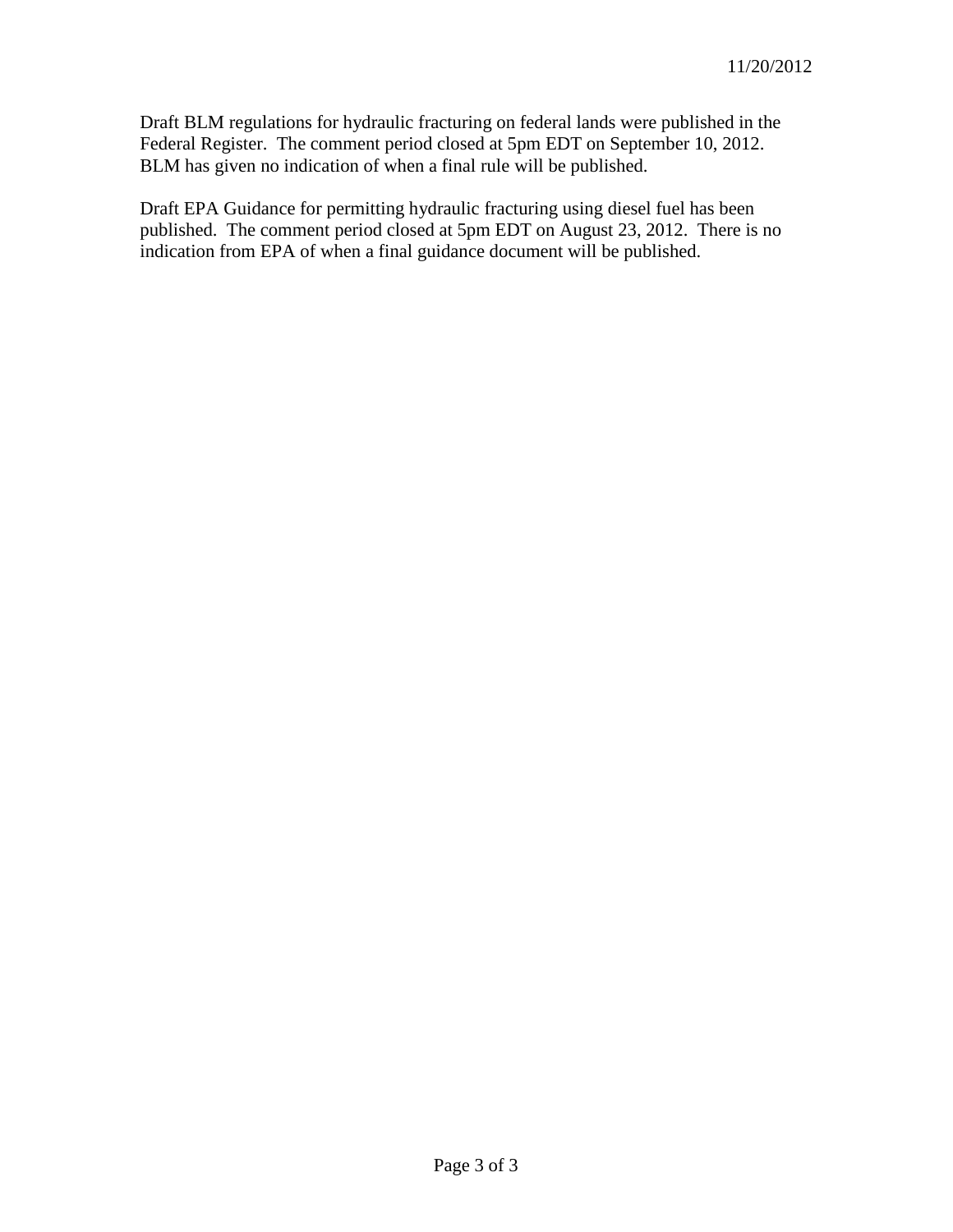Draft BLM regulations for hydraulic fracturing on federal lands were published in the Federal Register. The comment period closed at 5pm EDT on September 10, 2012. BLM has given no indication of when a final rule will be published.

Draft EPA Guidance for permitting hydraulic fracturing using diesel fuel has been published. The comment period closed at 5pm EDT on August 23, 2012. There is no indication from EPA of when a final guidance document will be published.